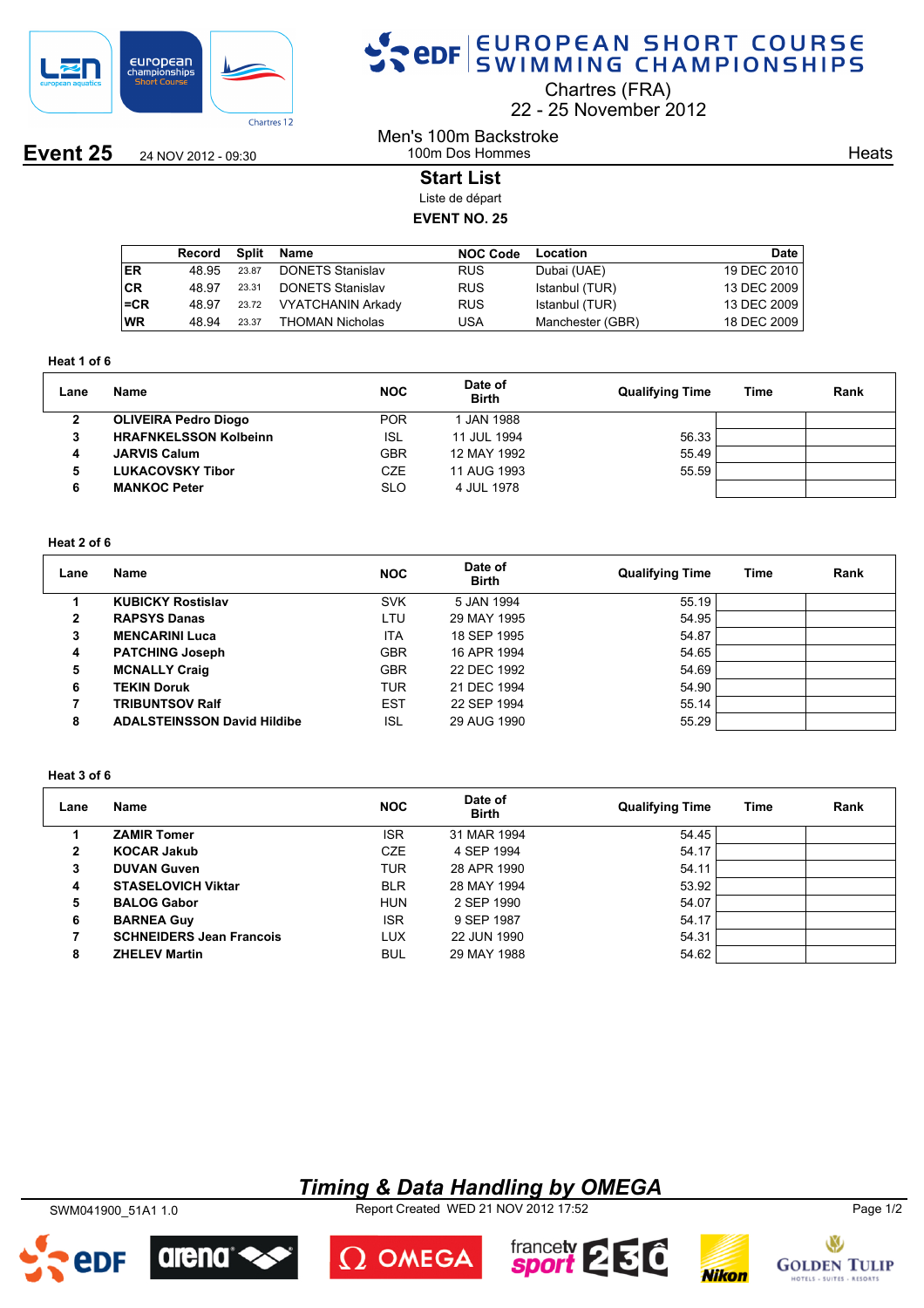# EUROPEAN SHORT COURSE SWIMMING CHAMPIONSHIPS

Chartres (FRA)
22 - 25 November 2012

**Event 25** 24 NOV 2012 - 09:30

Men's 100m Backstroke
100m Dos Hommes

Heats

## Start List

Liste de départ

**EVENT NO. 25**

| | Record | Split | Name | NOC Code | Location | Date |
|---|---|---|---|---|---|---|
| ER | 48.95 | 23.87 | DONETS Stanislav | RUS | Dubai (UAE) | 19 DEC 2010 |
| CR | 48.97 | 23.31 | DONETS Stanislav | RUS | Istanbul (TUR) | 13 DEC 2009 |
| =CR | 48.97 | 23.72 | VYATCHANIN Arkady | RUS | Istanbul (TUR) | 13 DEC 2009 |
| WR | 48.94 | 23.37 | THOMAN Nicholas | USA | Manchester (GBR) | 18 DEC 2009 |

**Heat 1 of 6**

| Lane | Name | NOC | Date of Birth | Qualifying Time | Time | Rank |
|---|---|---|---|---|---|---|
| 2 | **OLIVEIRA Pedro Diogo** | POR | 1 JAN 1988 | | | |
| 3 | **HRAFNKELSSON Kolbeinn** | ISL | 11 JUL 1994 | 56.33 | | |
| 4 | **JARVIS Calum** | GBR | 12 MAY 1992 | 55.49 | | |
| 5 | **LUKACOVSKY Tibor** | CZE | 11 AUG 1993 | 55.59 | | |
| 6 | **MANKOC Peter** | SLO | 4 JUL 1978 | | | |

**Heat 2 of 6**

| Lane | Name | NOC | Date of Birth | Qualifying Time | Time | Rank |
|---|---|---|---|---|---|---|
| 1 | **KUBICKY Rostislav** | SVK | 5 JAN 1994 | 55.19 | | |
| 2 | **RAPSYS Danas** | LTU | 29 MAY 1995 | 54.95 | | |
| 3 | **MENCARINI Luca** | ITA | 18 SEP 1995 | 54.87 | | |
| 4 | **PATCHING Joseph** | GBR | 16 APR 1994 | 54.65 | | |
| 5 | **MCNALLY Craig** | GBR | 22 DEC 1992 | 54.69 | | |
| 6 | **TEKIN Doruk** | TUR | 21 DEC 1994 | 54.90 | | |
| 7 | **TRIBUNTSOV Ralf** | EST | 22 SEP 1994 | 55.14 | | |
| 8 | **ADALSTEINSSON David Hildibe** | ISL | 29 AUG 1990 | 55.29 | | |

**Heat 3 of 6**

| Lane | Name | NOC | Date of Birth | Qualifying Time | Time | Rank |
|---|---|---|---|---|---|---|
| 1 | **ZAMIR Tomer** | ISR | 31 MAR 1994 | 54.45 | | |
| 2 | **KOCAR Jakub** | CZE | 4 SEP 1994 | 54.17 | | |
| 3 | **DUVAN Guven** | TUR | 28 APR 1990 | 54.11 | | |
| 4 | **STASELOVICH Viktar** | BLR | 28 MAY 1994 | 53.92 | | |
| 5 | **BALOG Gabor** | HUN | 2 SEP 1990 | 54.07 | | |
| 6 | **BARNEA Guy** | ISR | 9 SEP 1987 | 54.17 | | |
| 7 | **SCHNEIDERS Jean Francois** | LUX | 22 JUN 1990 | 54.31 | | |
| 8 | **ZHELEV Martin** | BUL | 29 MAY 1988 | 54.62 | | |

***Timing & Data Handling by OMEGA***

SWM041900_51A1 1.0 Report Created WED 21 NOV 2012 17:52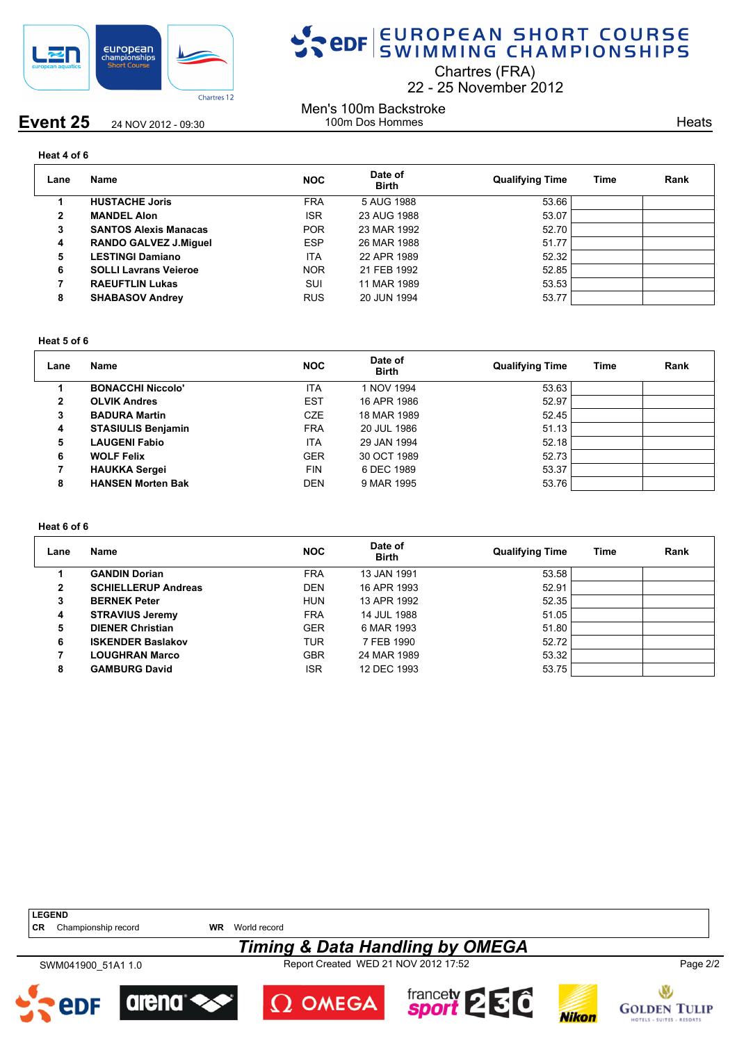# EUROPEAN SHORT COURSE SWIMMING CHAMPIONSHIPS

Chartres (FRA)
22 - 25 November 2012

**Event 25** 24 NOV 2012 - 09:30

Men's 100m Backstroke
100m Dos Hommes

Heats

**Heat 4 of 6**

| Lane | Name | NOC | Date of Birth | Qualifying Time | Time | Rank |
|---|---|---|---|---|---|---|
| 1 | **HUSTACHE Joris** | FRA | 5 AUG 1988 | 53.66 | | |
| 2 | **MANDEL Alon** | ISR | 23 AUG 1988 | 53.07 | | |
| 3 | **SANTOS Alexis Manacas** | POR | 23 MAR 1992 | 52.70 | | |
| 4 | **RANDO GALVEZ J.Miguel** | ESP | 26 MAR 1988 | 51.77 | | |
| 5 | **LESTINGI Damiano** | ITA | 22 APR 1989 | 52.32 | | |
| 6 | **SOLLI Lavrans Veieroe** | NOR | 21 FEB 1992 | 52.85 | | |
| 7 | **RAEUFTLIN Lukas** | SUI | 11 MAR 1989 | 53.53 | | |
| 8 | **SHABASOV Andrey** | RUS | 20 JUN 1994 | 53.77 | | |

**Heat 5 of 6**

| Lane | Name | NOC | Date of Birth | Qualifying Time | Time | Rank |
|---|---|---|---|---|---|---|
| 1 | **BONACCHI Niccolo'** | ITA | 1 NOV 1994 | 53.63 | | |
| 2 | **OLVIK Andres** | EST | 16 APR 1986 | 52.97 | | |
| 3 | **BADURA Martin** | CZE | 18 MAR 1989 | 52.45 | | |
| 4 | **STASIULIS Benjamin** | FRA | 20 JUL 1986 | 51.13 | | |
| 5 | **LAUGENI Fabio** | ITA | 29 JAN 1994 | 52.18 | | |
| 6 | **WOLF Felix** | GER | 30 OCT 1989 | 52.73 | | |
| 7 | **HAUKKA Sergei** | FIN | 6 DEC 1989 | 53.37 | | |
| 8 | **HANSEN Morten Bak** | DEN | 9 MAR 1995 | 53.76 | | |

**Heat 6 of 6**

| Lane | Name | NOC | Date of Birth | Qualifying Time | Time | Rank |
|---|---|---|---|---|---|---|
| 1 | **GANDIN Dorian** | FRA | 13 JAN 1991 | 53.58 | | |
| 2 | **SCHIELLERUP Andreas** | DEN | 16 APR 1993 | 52.91 | | |
| 3 | **BERNEK Peter** | HUN | 13 APR 1992 | 52.35 | | |
| 4 | **STRAVIUS Jeremy** | FRA | 14 JUL 1988 | 51.05 | | |
| 5 | **DIENER Christian** | GER | 6 MAR 1993 | 51.80 | | |
| 6 | **ISKENDER Baslakov** | TUR | 7 FEB 1990 | 52.72 | | |
| 7 | **LOUGHRAN Marco** | GBR | 24 MAR 1989 | 53.32 | | |
| 8 | **GAMBURG David** | ISR | 12 DEC 1993 | 53.75 | | |

**LEGEND**
**CR** Championship record **WR** World record

***Timing & Data Handling by OMEGA***

SWM041900_51A1 1.0 Report Created WED 21 NOV 2012 17:52